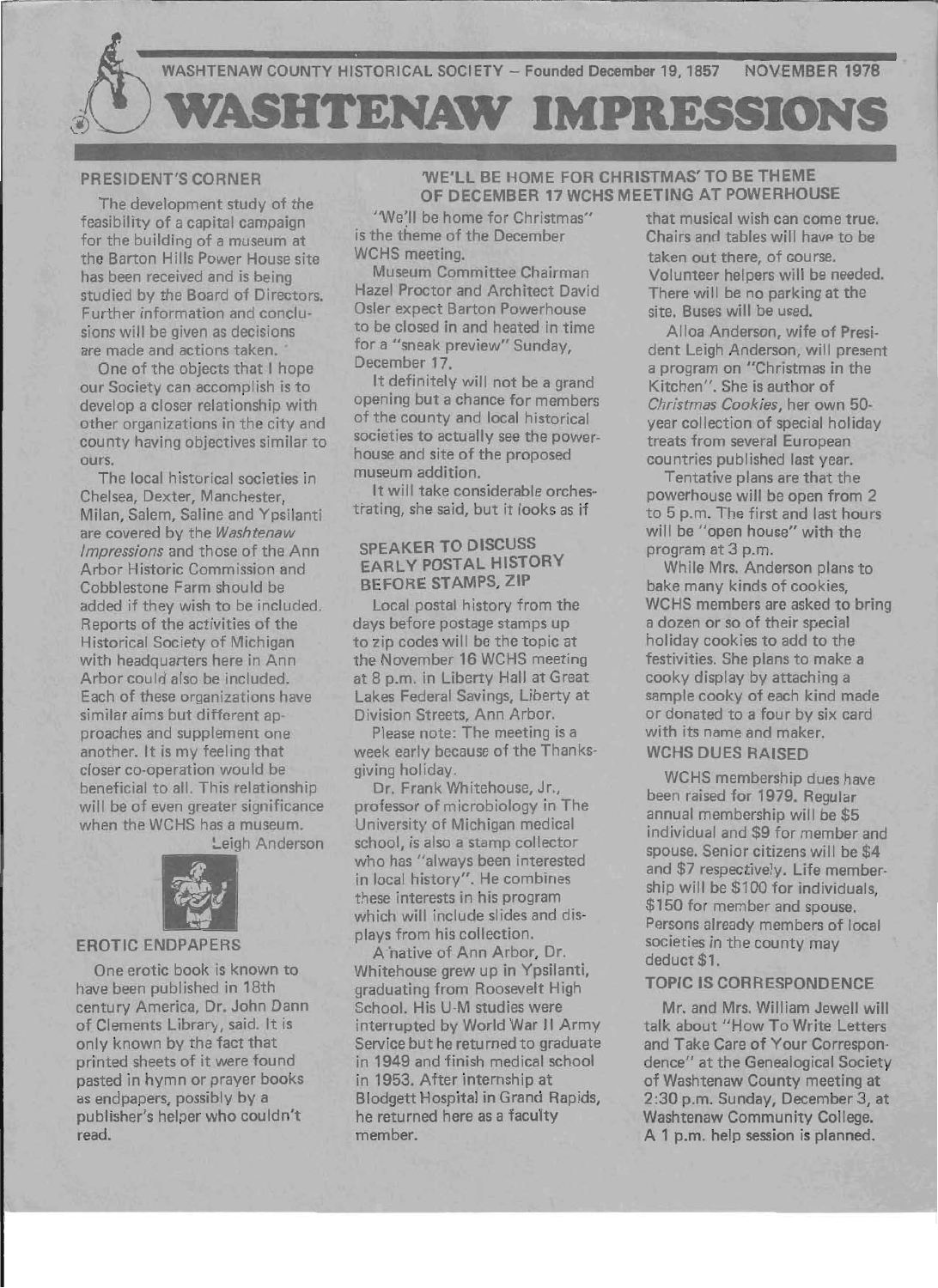WASHTENAW COUNTY HISTORICAL SOCIETY – Founded December 19, 1857 NOVEMBER 1978

# WASHTENAW IMPRESSIONS

## PRESIDENT'S CORNER

The development study of the feasibility of a capital campaign for the building of a museum at the Barton Hills Power House site has been received and is being studied by the Board of Directors. Further information and conclusions will be given as decisions are made and actions taken.

One of the objects that I hope our Society can accomplish is to develop a closer relationship with other organizations in the city and county having objectives similar to ours.

The local historical societies in Chelsea, Dexter, Manchester, Milan, Salem, Saline and Ypsilanti are covered by the *Washtenaw Impressions* and those of the Ann Arbor Historic Commission and Cobblestone Farm should be added if they wish to be included. Reports of the activities of the Historical Society of Michigan with headquarters here in Ann Arbor could also be included. Each of these organizations have similar aims but different approaches and supplement one another. It is my feeling that closer co-operation would be beneficial to all. This relationship will be of even greater significance when the WCHS has a museum.

Leigh Anderson

## EROTIC ENDPAPERS

One erotic book is known to have been published in 18th century America, Dr. John Dann of Clements Library, said. It is only known by the fact that printed sheets of it were found pasted in hymn or prayer books as endpapers, possibly by a publisher's helper who couldn't read.

## 'WE'LL BE HOME FOR CHRISTMAS' TO BE THEME OF DECEMBER 17 WCHS MEETING AT POWERHOUSE

"We'll be home for Christmas" is the theme of the December WCHS meeting.

Museum Committee Chairman Hazel Proctor and Architect David Osler expect Barton Powerhouse to be closed in and heated in time for a "sneak preview" Sunday, December 17.

It definitely will not be a grand opening but a chance for members of the county and local historical societies to actually see the powerhouse and site of the proposed museum addition.

It will take considerable orchestrating, she said, but it looks as if that musical wish can come true. Chairs and tables will have to be taken out there, of course. Volunteer helpers will be needed. There will be no parking at the site. Buses will be used.

Alloa Anderson, wife of President Leigh Anderson, will present a program on "Christmas in the Kitchen". She is author of *Christmas Cookies*, her own 50-year collection of special holiday treats from several European countries published last year.

Tentative plans are that the powerhouse will be open from 2 to 5 p.m. The first and last hours will be "open house" with the program at 3 p.m.

While Mrs. Anderson plans to bake many kinds of cookies, WCHS members are asked to bring a dozen or so of their special holiday cookies to add to the festivities. She plans to make a cooky display by attaching a sample cooky of each kind made or donated to a four by six card with its name and maker.

## SPEAKER TO DISCUSS EARLY POSTAL HISTORY BEFORE STAMPS, ZIP

Local postal history from the days before postage stamps up to zip codes will be the topic at the November 16 WCHS meeting at 8 p.m. in Liberty Hall at Great Lakes Federal Savings, Liberty at Division Streets, Ann Arbor.

Please note: The meeting is a week early because of the Thanksgiving holiday.

Dr. Frank Whitehouse, Jr., professor of microbiology in The University of Michigan medical school, is also a stamp collector who has "always been interested in local history". He combines these interests in his program which will include slides and displays from his collection.

A native of Ann Arbor, Dr. Whitehouse grew up in Ypsilanti, graduating from Roosevelt High School. His U-M studies were interrupted by World War II Army Service but he returned to graduate in 1949 and finish medical school in 1953. After internship at Blodgett Hospital in Grand Rapids, he returned here as a faculty member.

## WCHS DUES RAISED

WCHS membership dues have been raised for 1979. Regular annual membership will be $5 individual and $9 for member and spouse. Senior citizens will be $4 and $7 respectively. Life membership will be $100 for individuals, $150 for member and spouse. Persons already members of local societies in the county may deduct $1.

## TOPIC IS CORRESPONDENCE

Mr. and Mrs. William Jewell will talk about "How To Write Letters and Take Care of Your Correspondence" at the Genealogical Society of Washtenaw County meeting at 2:30 p.m. Sunday, December 3, at Washtenaw Community College. A 1 p.m. help session is planned.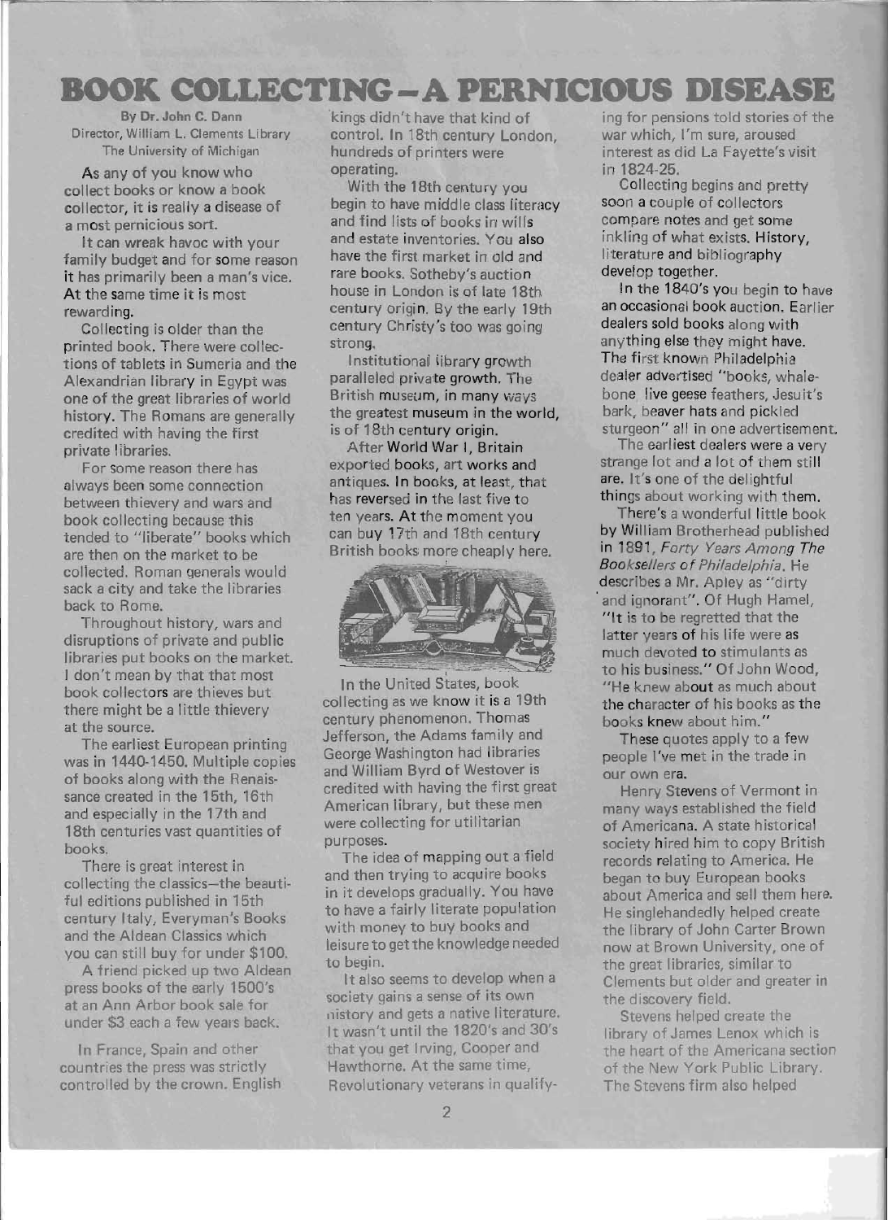# BOOK COLLECTING – A PERNICIOUS DISEASE

By Dr. John C. Dann
Director, William L. Clements Library
The University of Michigan

As any of you know who collect books or know a book collector, it is really a disease of a most pernicious sort.

It can wreak havoc with your family budget and for some reason it has primarily been a man's vice. At the same time it is most rewarding.

Collecting is older than the printed book. There were collections of tablets in Sumeria and the Alexandrian library in Egypt was one of the great libraries of world history. The Romans are generally credited with having the first private libraries.

For some reason there has always been some connection between thievery and wars and book collecting because this tended to "liberate" books which are then on the market to be collected. Roman generals would sack a city and take the libraries back to Rome.

Throughout history, wars and disruptions of private and public libraries put books on the market. I don't mean by that that most book collectors are thieves but there might be a little thievery at the source.

The earliest European printing was in 1440-1450. Multiple copies of books along with the Renaissance created in the 15th, 16th and especially in the 17th and 18th centuries vast quantities of books.

There is great interest in collecting the classics—the beautiful editions published in 15th century Italy, Everyman's Books and the Aldean Classics which you can still buy for under $100.

A friend picked up two Aldean press books of the early 1500's at an Ann Arbor book sale for under $3 each a few years back.

In France, Spain and other countries the press was strictly controlled by the crown. English kings didn't have that kind of control. In 18th century London, hundreds of printers were operating.

With the 18th century you begin to have middle class literacy and find lists of books in wills and estate inventories. You also have the first market in old and rare books. Sotheby's auction house in London is of late 18th century origin. By the early 19th century Christy's too was going strong.

Institutional library growth paralleled private growth. The British museum, in many ways the greatest museum in the world, is of 18th century origin.

After World War I, Britain exported books, art works and antiques. In books, at least, that has reversed in the last five to ten years. At the moment you can buy 17th and 18th century British books more cheaply here.

In the United States, book collecting as we know it is a 19th century phenomenon. Thomas Jefferson, the Adams family and George Washington had libraries and William Byrd of Westover is credited with having the first great American library, but these men were collecting for utilitarian purposes.

The idea of mapping out a field and then trying to acquire books in it develops gradually. You have to have a fairly literate population with money to buy books and leisure to get the knowledge needed to begin.

It also seems to develop when a society gains a sense of its own history and gets a native literature. It wasn't until the 1820's and 30's that you get Irving, Cooper and Hawthorne. At the same time, Revolutionary veterans in qualifying for pensions told stories of the war which, I'm sure, aroused interest as did La Fayette's visit in 1824-25.

Collecting begins and pretty soon a couple of collectors compare notes and get some inkling of what exists. History, literature and bibliography develop together.

In the 1840's you begin to have an occasional book auction. Earlier dealers sold books along with anything else they might have. The first known Philadelphia dealer advertised "books, whalebone, live geese feathers, Jesuit's bark, beaver hats and pickled sturgeon" all in one advertisement.

The earliest dealers were a very strange lot and a lot of them still are. It's one of the delightful things about working with them.

There's a wonderful little book by William Brotherhead published in 1891, *Forty Years Among The Booksellers of Philadelphia*. He describes a Mr. Apley as "dirty and ignorant". Of Hugh Hamel, "It is to be regretted that the latter years of his life were as much devoted to stimulants as to his business." Of John Wood, "He knew about as much about the character of his books as the books knew about him."

These quotes apply to a few people I've met in the trade in our own era.

Henry Stevens of Vermont in many ways established the field of Americana. A state historical society hired him to copy British records relating to America. He began to buy European books about America and sell them here. He singlehandedly helped create the library of John Carter Brown now at Brown University, one of the great libraries, similar to Clements but older and greater in the discovery field.

Stevens helped create the library of James Lenox which is the heart of the Americana section of the New York Public Library. The Stevens firm also helped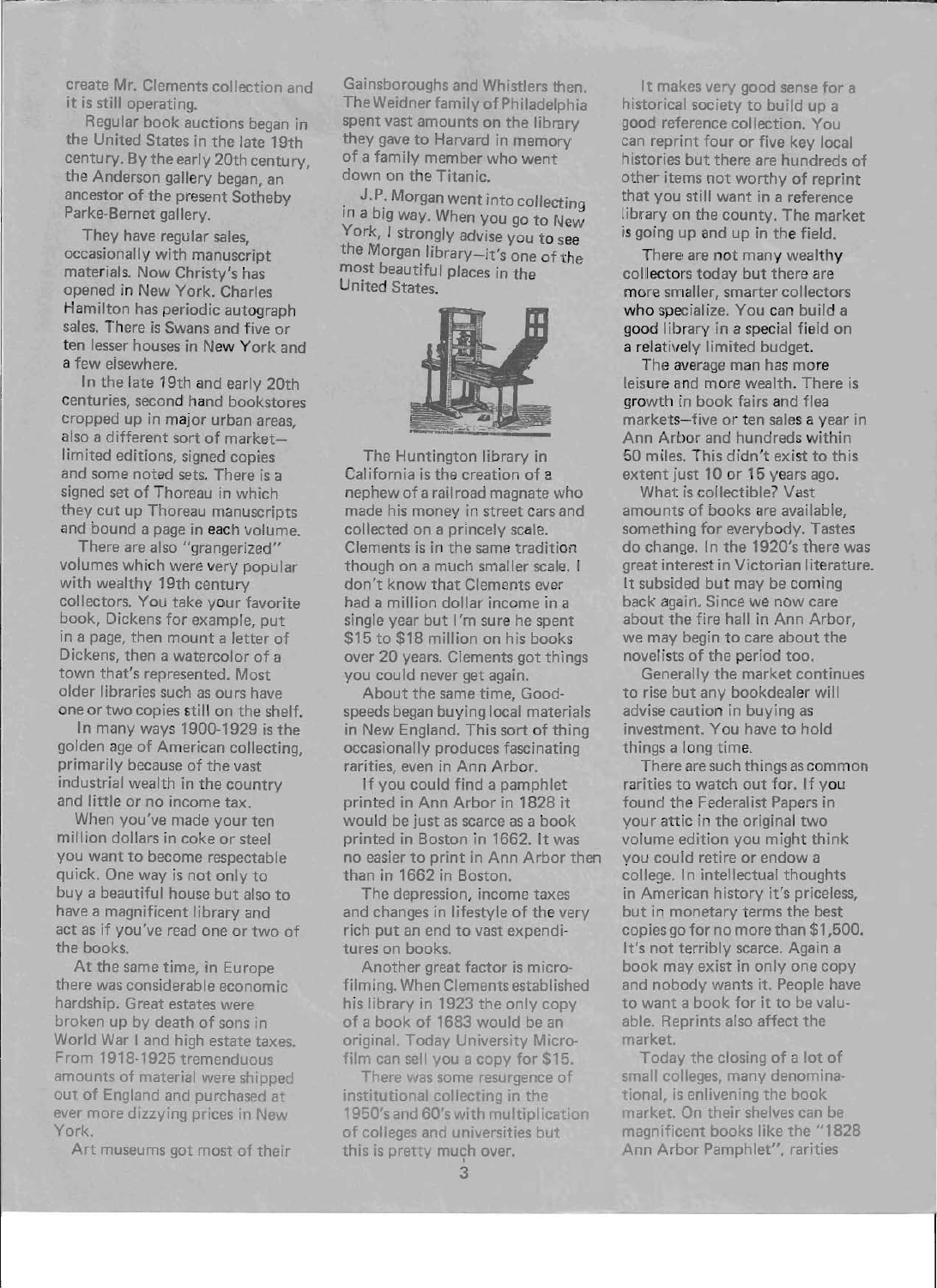create Mr. Clements collection and it is still operating.

Regular book auctions began in the United States in the late 19th century. By the early 20th century, the Anderson gallery began, an ancestor of the present Sotheby Parke-Bernet gallery.

They have regular sales, occasionally with manuscript materials. Now Christy's has opened in New York. Charles Hamilton has periodic autograph sales. There is Swans and five or ten lesser houses in New York and a few elsewhere.

In the late 19th and early 20th centuries, second hand bookstores cropped up in major urban areas, also a different sort of market—limited editions, signed copies and some noted sets. There is a signed set of Thoreau in which they cut up Thoreau manuscripts and bound a page in each volume.

There are also "grangerized" volumes which were very popular with wealthy 19th century collectors. You take your favorite book, Dickens for example, put in a page, then mount a letter of Dickens, then a watercolor of a town that's represented. Most older libraries such as ours have one or two copies still on the shelf.

In many ways 1900-1929 is the golden age of American collecting, primarily because of the vast industrial wealth in the country and little or no income tax.

When you've made your ten million dollars in coke or steel you want to become respectable quick. One way is not only to buy a beautiful house but also to have a magnificent library and act as if you've read one or two of the books.

At the same time, in Europe there was considerable economic hardship. Great estates were broken up by death of sons in World War I and high estate taxes. From 1918-1925 tremendous amounts of material were shipped out of England and purchased at ever more dizzying prices in New York.

Art museums got most of their Gainsboroughs and Whistlers then. The Weidner family of Philadelphia spent vast amounts on the library they gave to Harvard in memory of a family member who went down on the Titanic.

J.P. Morgan went into collecting in a big way. When you go to New York, I strongly advise you to see the Morgan library—it's one of the most beautiful places in the United States.

The Huntington library in California is the creation of a nephew of a railroad magnate who made his money in street cars and collected on a princely scale. Clements is in the same tradition though on a much smaller scale. I don't know that Clements ever had a million dollar income in a single year but I'm sure he spent $15 to $18 million on his books over 20 years. Clements got things you could never get again.

About the same time, Goodspeeds began buying local materials in New England. This sort of thing occasionally produces fascinating rarities, even in Ann Arbor.

If you could find a pamphlet printed in Ann Arbor in 1828 it would be just as scarce as a book printed in Boston in 1662. It was no easier to print in Ann Arbor then than in 1662 in Boston.

The depression, income taxes and changes in lifestyle of the very rich put an end to vast expenditures on books.

Another great factor is microfilming. When Clements established his library in 1923 the only copy of a book of 1683 would be an original. Today University Microfilm can sell you a copy for $15.

There was some resurgence of institutional collecting in the 1950's and 60's with multiplication of colleges and universities but this is pretty much over.

It makes very good sense for a historical society to build up a good reference collection. You can reprint four or five key local histories but there are hundreds of other items not worthy of reprint that you still want in a reference library on the county. The market is going up and up in the field.

There are not many wealthy collectors today but there are more smaller, smarter collectors who specialize. You can build a good library in a special field on a relatively limited budget.

The average man has more leisure and more wealth. There is growth in book fairs and flea markets—five or ten sales a year in Ann Arbor and hundreds within 50 miles. This didn't exist to this extent just 10 or 15 years ago.

What is collectible? Vast amounts of books are available, something for everybody. Tastes do change. In the 1920's there was great interest in Victorian literature. It subsided but may be coming back again. Since we now care about the fire hall in Ann Arbor, we may begin to care about the novelists of the period too.

Generally the market continues to rise but any bookdealer will advise caution in buying as investment. You have to hold things a long time.

There are such things as common rarities to watch out for. If you found the Federalist Papers in your attic in the original two volume edition you might think you could retire or endow a college. In intellectual thoughts in American history it's priceless, but in monetary terms the best copies go for no more than $1,500. It's not terribly scarce. Again a book may exist in only one copy and nobody wants it. People have to want a book for it to be valuable. Reprints also affect the market.

Today the closing of a lot of small colleges, many denominational, is enlivening the book market. On their shelves can be magnificent books like the "1828 Ann Arbor Pamphlet", rarities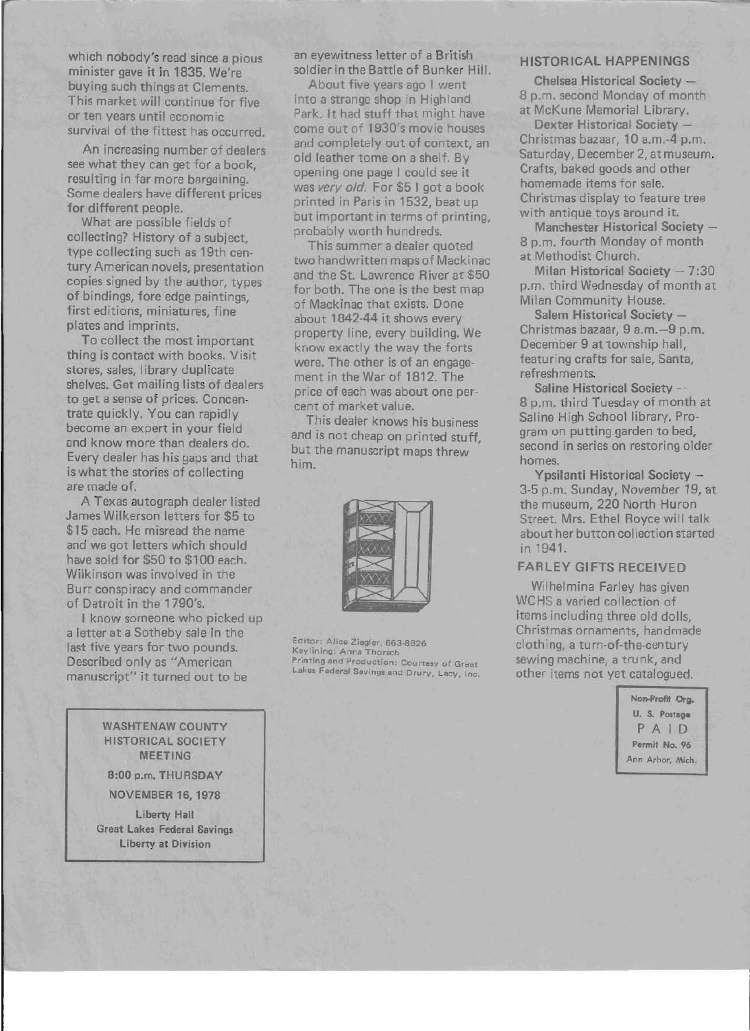which nobody's read since a pious minister gave it in 1835. We're buying such things at Clements. This market will continue for five or ten years until economic survival of the fittest has occurred.

An increasing number of dealers see what they can get for a book, resulting in far more bargaining. Some dealers have different prices for different people.

What are possible fields of collecting? History of a subject, type collecting such as 19th century American novels, presentation copies signed by the author, types of bindings, fore edge paintings, first editions, miniatures, fine plates and imprints.

To collect the most important thing is contact with books. Visit stores, sales, library duplicate shelves. Get mailing lists of dealers to get a sense of prices. Concentrate quickly. You can rapidly become an expert in your field and know more than dealers do. Every dealer has his gaps and that is what the stories of collecting are made of.

A Texas autograph dealer listed James Wilkerson letters for $5 to $15 each. He misread the name and we got letters which should have sold for $50 to $100 each. Wilkinson was involved in the Burr conspiracy and commander of Detroit in the 1790's.

I know someone who picked up a letter at a Sotheby sale in the last five years for two pounds. Described only as "American manuscript" it turned out to be an eyewitness letter of a British soldier in the Battle of Bunker Hill.

About five years ago I went into a strange shop in Highland Park. It had stuff that might have come out of 1930's movie houses and completely out of context, an old leather tome on a shelf. By opening one page I could see it was *very old*. For $5 I got a book printed in Paris in 1532, beat up but important in terms of printing, probably worth hundreds.

This summer a dealer quoted two handwritten maps of Mackinac and the St. Lawrence River at $50 for both. The one is the best map of Mackinac that exists. Done about 1842-44 it shows every property line, every building. We know exactly the way the forts were. The other is of an engagement in the War of 1812. The price of each was about one percent of market value.

This dealer knows his business and is not cheap on printed stuff, but the manuscript maps threw him.

**WASHTENAW COUNTY HISTORICAL SOCIETY MEETING**

**8:00 p.m. THURSDAY**

**NOVEMBER 16, 1978**

**Liberty Hall**
**Great Lakes Federal Savings**
**Liberty at Division**

Editor: Alice Ziegler, 663-8826
Keylining: Anna Thorsch
Printing and Production: Courtesy of Great Lakes Federal Savings and Drury, Lacy, Inc.

## HISTORICAL HAPPENINGS

**Chelsea Historical Society** – 8 p.m. second Monday of month at McKune Memorial Library.

**Dexter Historical Society** – Christmas bazaar, 10 a.m.-4 p.m. Saturday, December 2, at museum. Crafts, baked goods and other homemade items for sale. Christmas display to feature tree with antique toys around it.

**Manchester Historical Society** – 8 p.m. fourth Monday of month at Methodist Church.

**Milan Historical Society** – 7:30 p.m. third Wednesday of month at Milan Community House.

**Salem Historical Society** – Christmas bazaar, 9 a.m.–9 p.m. December 9 at township hall, featuring crafts for sale, Santa, refreshments.

**Saline Historical Society** – 8 p.m. third Tuesday of month at Saline High School library. Program on putting garden to bed, second in series on restoring older homes.

**Ypsilanti Historical Society** – 3-5 p.m. Sunday, November 19, at the museum, 220 North Huron Street. Mrs. Ethel Royce will talk about her button collection started in 1941.

## FARLEY GIFTS RECEIVED

Wilhelmina Farley has given WCHS a varied collection of items including three old dolls, Christmas ornaments, handmade clothing, a turn-of-the-century sewing machine, a trunk, and other items not yet catalogued.

Non-Profit Org.
U. S. Postage
PAID
Permit No. 96
Ann Arbor, Mich.